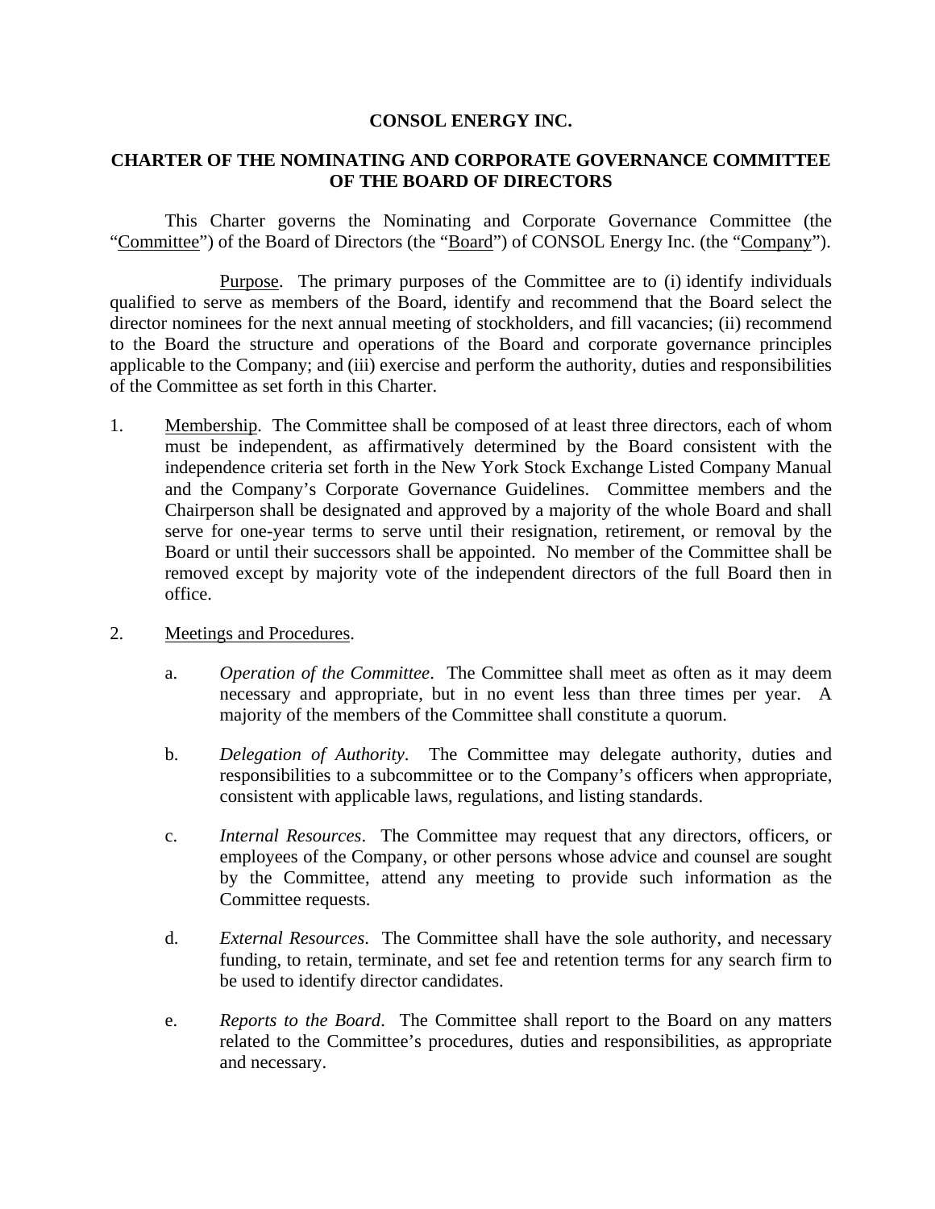**CONSOL ENERGY INC.**

**CHARTER OF THE NOMINATING AND CORPORATE GOVERNANCE COMMITTEE OF THE BOARD OF DIRECTORS**

This Charter governs the Nominating and Corporate Governance Committee (the "Committee") of the Board of Directors (the "Board") of CONSOL Energy Inc. (the "Company").

Purpose. The primary purposes of the Committee are to (i) identify individuals qualified to serve as members of the Board, identify and recommend that the Board select the director nominees for the next annual meeting of stockholders, and fill vacancies; (ii) recommend to the Board the structure and operations of the Board and corporate governance principles applicable to the Company; and (iii) exercise and perform the authority, duties and responsibilities of the Committee as set forth in this Charter.

1. Membership. The Committee shall be composed of at least three directors, each of whom must be independent, as affirmatively determined by the Board consistent with the independence criteria set forth in the New York Stock Exchange Listed Company Manual and the Company's Corporate Governance Guidelines. Committee members and the Chairperson shall be designated and approved by a majority of the whole Board and shall serve for one-year terms to serve until their resignation, retirement, or removal by the Board or until their successors shall be appointed. No member of the Committee shall be removed except by majority vote of the independent directors of the full Board then in office.

2. Meetings and Procedures.

    a. *Operation of the Committee*. The Committee shall meet as often as it may deem necessary and appropriate, but in no event less than three times per year. A majority of the members of the Committee shall constitute a quorum.

    b. *Delegation of Authority*. The Committee may delegate authority, duties and responsibilities to a subcommittee or to the Company's officers when appropriate, consistent with applicable laws, regulations, and listing standards.

    c. *Internal Resources*. The Committee may request that any directors, officers, or employees of the Company, or other persons whose advice and counsel are sought by the Committee, attend any meeting to provide such information as the Committee requests.

    d. *External Resources*. The Committee shall have the sole authority, and necessary funding, to retain, terminate, and set fee and retention terms for any search firm to be used to identify director candidates.

    e. *Reports to the Board*. The Committee shall report to the Board on any matters related to the Committee's procedures, duties and responsibilities, as appropriate and necessary.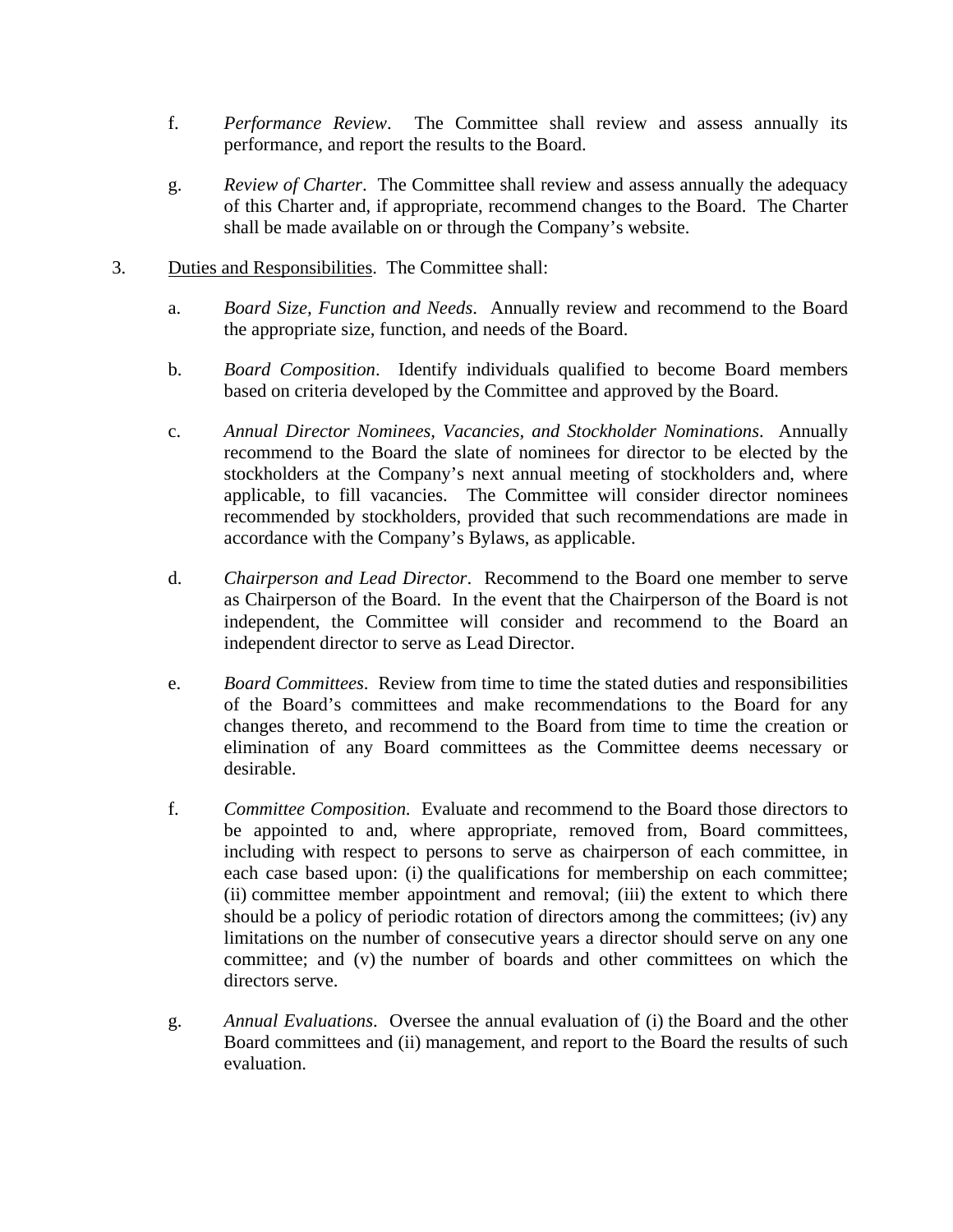f. *Performance Review*. The Committee shall review and assess annually its performance, and report the results to the Board.

g. *Review of Charter*. The Committee shall review and assess annually the adequacy of this Charter and, if appropriate, recommend changes to the Board. The Charter shall be made available on or through the Company's website.

3. Duties and Responsibilities. The Committee shall:

   a. *Board Size, Function and Needs*. Annually review and recommend to the Board the appropriate size, function, and needs of the Board.

   b. *Board Composition*. Identify individuals qualified to become Board members based on criteria developed by the Committee and approved by the Board.

   c. *Annual Director Nominees, Vacancies, and Stockholder Nominations*. Annually recommend to the Board the slate of nominees for director to be elected by the stockholders at the Company's next annual meeting of stockholders and, where applicable, to fill vacancies. The Committee will consider director nominees recommended by stockholders, provided that such recommendations are made in accordance with the Company's Bylaws, as applicable.

   d. *Chairperson and Lead Director*. Recommend to the Board one member to serve as Chairperson of the Board. In the event that the Chairperson of the Board is not independent, the Committee will consider and recommend to the Board an independent director to serve as Lead Director.

   e. *Board Committees*. Review from time to time the stated duties and responsibilities of the Board's committees and make recommendations to the Board for any changes thereto, and recommend to the Board from time to time the creation or elimination of any Board committees as the Committee deems necessary or desirable.

   f. *Committee Composition.* Evaluate and recommend to the Board those directors to be appointed to and, where appropriate, removed from, Board committees, including with respect to persons to serve as chairperson of each committee, in each case based upon: (i) the qualifications for membership on each committee; (ii) committee member appointment and removal; (iii) the extent to which there should be a policy of periodic rotation of directors among the committees; (iv) any limitations on the number of consecutive years a director should serve on any one committee; and (v) the number of boards and other committees on which the directors serve.

   g. *Annual Evaluations*. Oversee the annual evaluation of (i) the Board and the other Board committees and (ii) management, and report to the Board the results of such evaluation.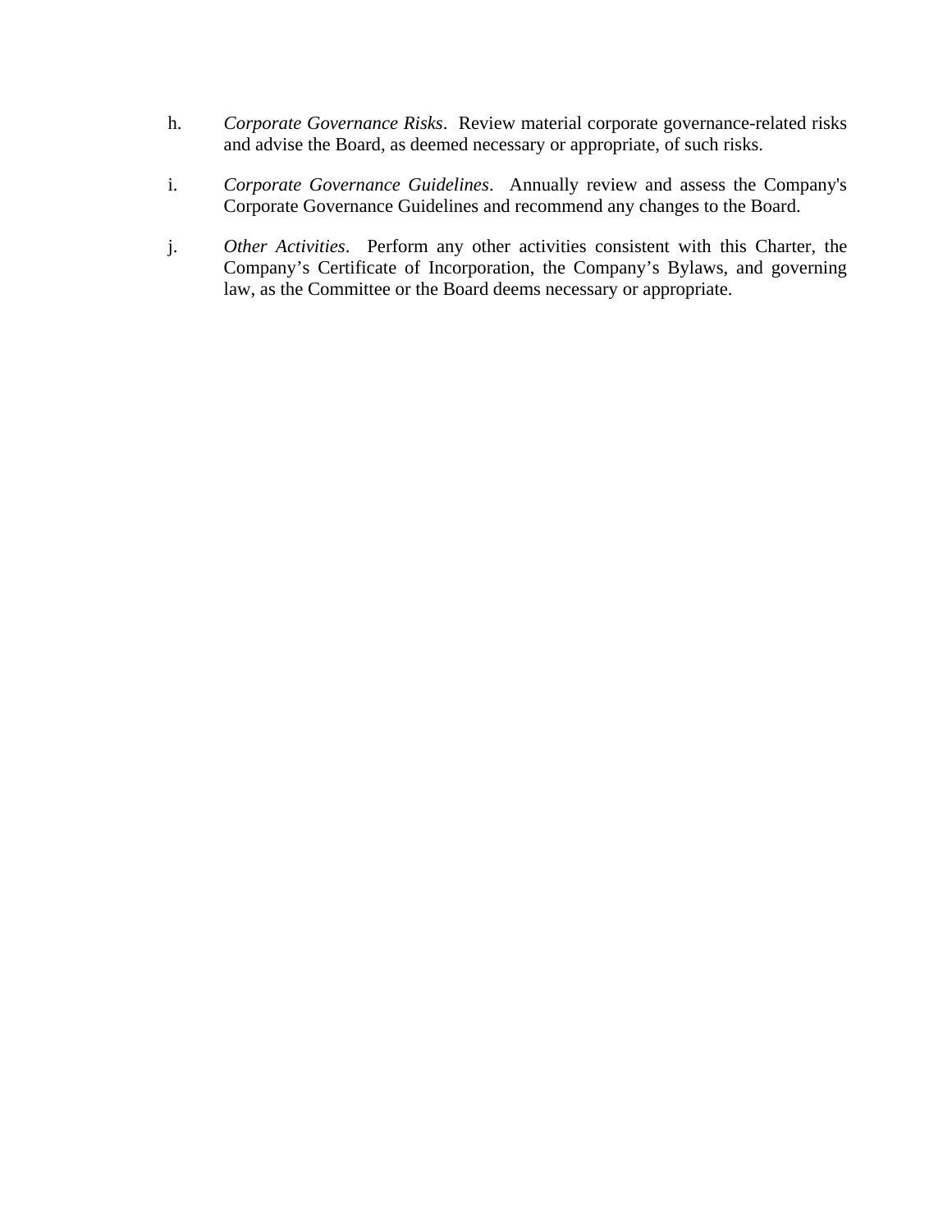h. *Corporate Governance Risks*. Review material corporate governance-related risks and advise the Board, as deemed necessary or appropriate, of such risks.

i. *Corporate Governance Guidelines*. Annually review and assess the Company's Corporate Governance Guidelines and recommend any changes to the Board.

j. *Other Activities*. Perform any other activities consistent with this Charter, the Company’s Certificate of Incorporation, the Company’s Bylaws, and governing law, as the Committee or the Board deems necessary or appropriate.